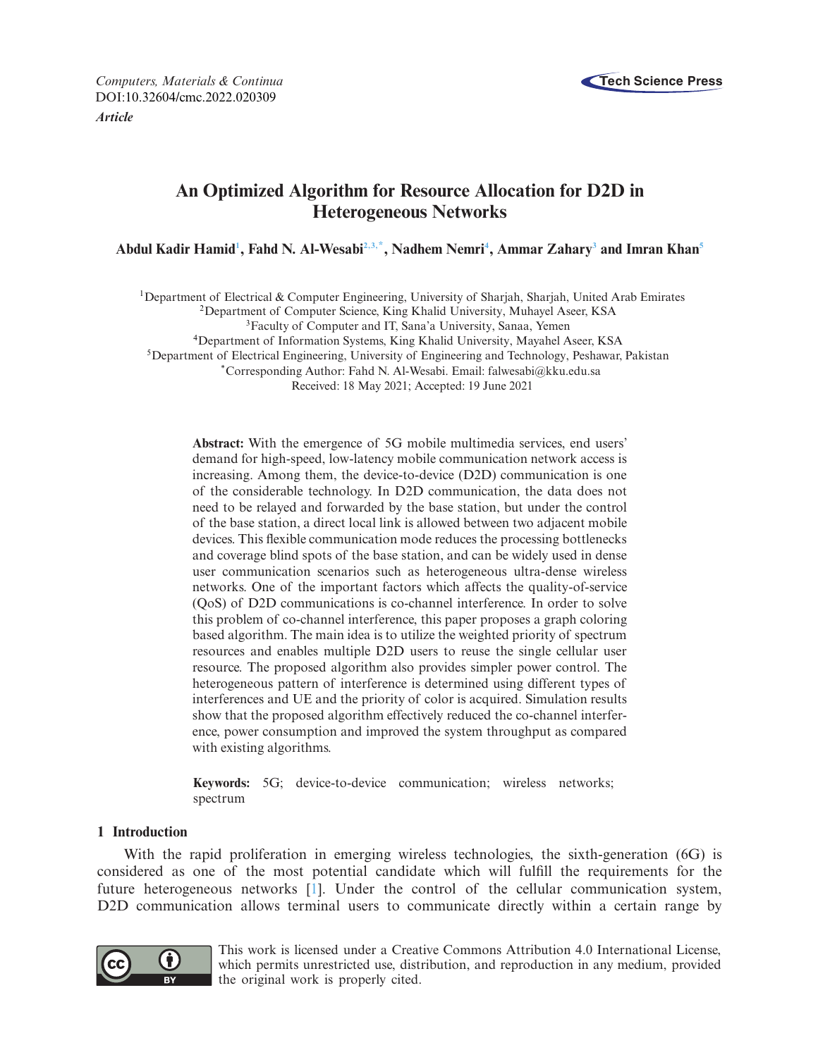*Computers, Materials & Continua*
DOI:10.32604/cmc.2022.020309
***Article***

# An Optimized Algorithm for Resource Allocation for D2D in Heterogeneous Networks

**Abdul Kadir Hamid[1], Fahd N. Al-Wesabi[2,3,*], Nadhem Nemri[4], Ammar Zahary[3] and Imran Khan[5]**

[1]Department of Electrical & Computer Engineering, University of Sharjah, Sharjah, United Arab Emirates
[2]Department of Computer Science, King Khalid University, Muhayel Aseer, KSA
[3]Faculty of Computer and IT, Sana'a University, Sanaa, Yemen
[4]Department of Information Systems, King Khalid University, Mayahel Aseer, KSA
[5]Department of Electrical Engineering, University of Engineering and Technology, Peshawar, Pakistan
[*]Corresponding Author: Fahd N. Al-Wesabi. Email: falwesabi@kku.edu.sa
Received: 18 May 2021; Accepted: 19 June 2021

**Abstract:** With the emergence of 5G mobile multimedia services, end users' demand for high-speed, low-latency mobile communication network access is increasing. Among them, the device-to-device (D2D) communication is one of the considerable technology. In D2D communication, the data does not need to be relayed and forwarded by the base station, but under the control of the base station, a direct local link is allowed between two adjacent mobile devices. This flexible communication mode reduces the processing bottlenecks and coverage blind spots of the base station, and can be widely used in dense user communication scenarios such as heterogeneous ultra-dense wireless networks. One of the important factors which affects the quality-of-service (QoS) of D2D communications is co-channel interference. In order to solve this problem of co-channel interference, this paper proposes a graph coloring based algorithm. The main idea is to utilize the weighted priority of spectrum resources and enables multiple D2D users to reuse the single cellular user resource. The proposed algorithm also provides simpler power control. The heterogeneous pattern of interference is determined using different types of interferences and UE and the priority of color is acquired. Simulation results show that the proposed algorithm effectively reduced the co-channel interference, power consumption and improved the system throughput as compared with existing algorithms.

**Keywords:** 5G; device-to-device communication; wireless networks; spectrum

## 1 Introduction

With the rapid proliferation in emerging wireless technologies, the sixth-generation (6G) is considered as one of the most potential candidate which will fulfill the requirements for the future heterogeneous networks [1]. Under the control of the cellular communication system, D2D communication allows terminal users to communicate directly within a certain range by

This work is licensed under a Creative Commons Attribution 4.0 International License, which permits unrestricted use, distribution, and reproduction in any medium, provided the original work is properly cited.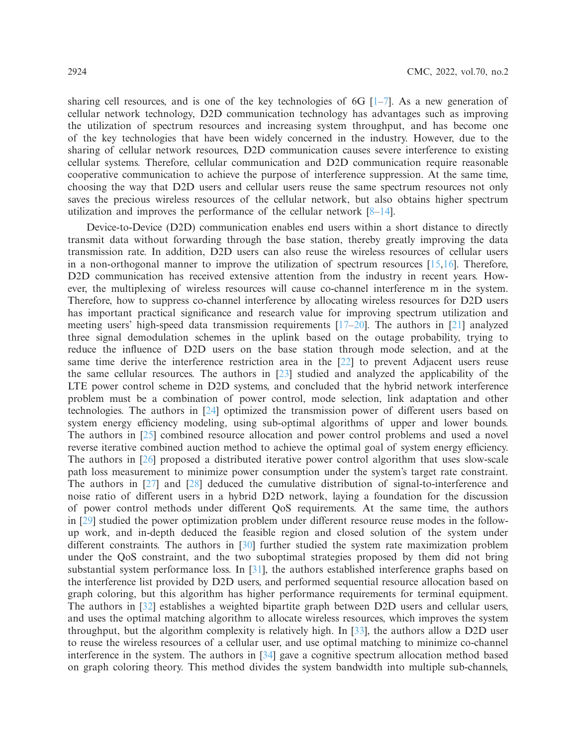sharing cell resources, and is one of the key technologies of 6G [1–7]. As a new generation of cellular network technology, D2D communication technology has advantages such as improving the utilization of spectrum resources and increasing system throughput, and has become one of the key technologies that have been widely concerned in the industry. However, due to the sharing of cellular network resources, D2D communication causes severe interference to existing cellular systems. Therefore, cellular communication and D2D communication require reasonable cooperative communication to achieve the purpose of interference suppression. At the same time, choosing the way that D2D users and cellular users reuse the same spectrum resources not only saves the precious wireless resources of the cellular network, but also obtains higher spectrum utilization and improves the performance of the cellular network [8–14].

Device-to-Device (D2D) communication enables end users within a short distance to directly transmit data without forwarding through the base station, thereby greatly improving the data transmission rate. In addition, D2D users can also reuse the wireless resources of cellular users in a non-orthogonal manner to improve the utilization of spectrum resources [15,16]. Therefore, D2D communication has received extensive attention from the industry in recent years. However, the multiplexing of wireless resources will cause co-channel interference m in the system. Therefore, how to suppress co-channel interference by allocating wireless resources for D2D users has important practical significance and research value for improving spectrum utilization and meeting users' high-speed data transmission requirements [17–20]. The authors in [21] analyzed three signal demodulation schemes in the uplink based on the outage probability, trying to reduce the influence of D2D users on the base station through mode selection, and at the same time derive the interference restriction area in the [22] to prevent Adjacent users reuse the same cellular resources. The authors in [23] studied and analyzed the applicability of the LTE power control scheme in D2D systems, and concluded that the hybrid network interference problem must be a combination of power control, mode selection, link adaptation and other technologies. The authors in [24] optimized the transmission power of different users based on system energy efficiency modeling, using sub-optimal algorithms of upper and lower bounds. The authors in [25] combined resource allocation and power control problems and used a novel reverse iterative combined auction method to achieve the optimal goal of system energy efficiency. The authors in [26] proposed a distributed iterative power control algorithm that uses slow-scale path loss measurement to minimize power consumption under the system's target rate constraint. The authors in [27] and [28] deduced the cumulative distribution of signal-to-interference and noise ratio of different users in a hybrid D2D network, laying a foundation for the discussion of power control methods under different QoS requirements. At the same time, the authors in [29] studied the power optimization problem under different resource reuse modes in the follow-up work, and in-depth deduced the feasible region and closed solution of the system under different constraints. The authors in [30] further studied the system rate maximization problem under the QoS constraint, and the two suboptimal strategies proposed by them did not bring substantial system performance loss. In [31], the authors established interference graphs based on the interference list provided by D2D users, and performed sequential resource allocation based on graph coloring, but this algorithm has higher performance requirements for terminal equipment. The authors in [32] establishes a weighted bipartite graph between D2D users and cellular users, and uses the optimal matching algorithm to allocate wireless resources, which improves the system throughput, but the algorithm complexity is relatively high. In [33], the authors allow a D2D user to reuse the wireless resources of a cellular user, and use optimal matching to minimize co-channel interference in the system. The authors in [34] gave a cognitive spectrum allocation method based on graph coloring theory. This method divides the system bandwidth into multiple sub-channels,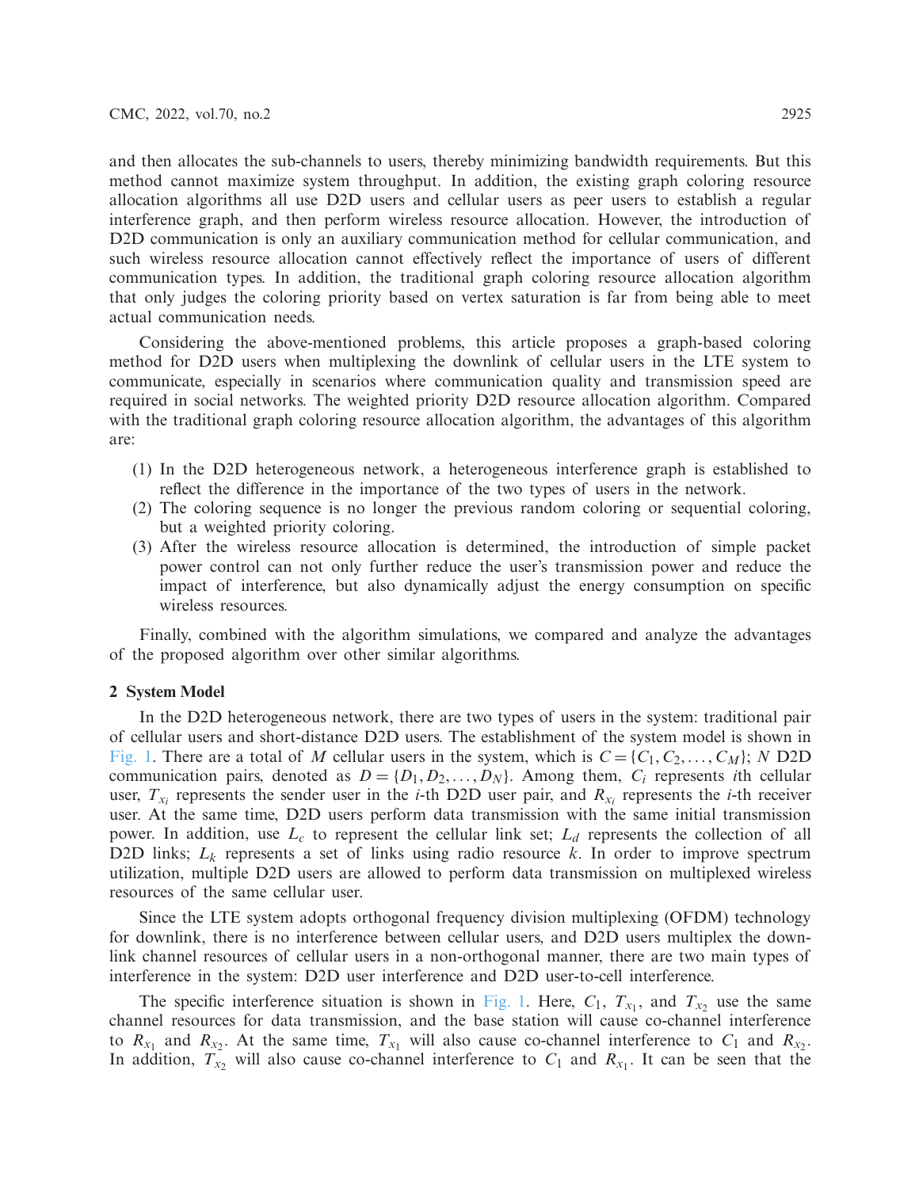and then allocates the sub-channels to users, thereby minimizing bandwidth requirements. But this method cannot maximize system throughput. In addition, the existing graph coloring resource allocation algorithms all use D2D users and cellular users as peer users to establish a regular interference graph, and then perform wireless resource allocation. However, the introduction of D2D communication is only an auxiliary communication method for cellular communication, and such wireless resource allocation cannot effectively reflect the importance of users of different communication types. In addition, the traditional graph coloring resource allocation algorithm that only judges the coloring priority based on vertex saturation is far from being able to meet actual communication needs.

Considering the above-mentioned problems, this article proposes a graph-based coloring method for D2D users when multiplexing the downlink of cellular users in the LTE system to communicate, especially in scenarios where communication quality and transmission speed are required in social networks. The weighted priority D2D resource allocation algorithm. Compared with the traditional graph coloring resource allocation algorithm, the advantages of this algorithm are:

1. In the D2D heterogeneous network, a heterogeneous interference graph is established to reflect the difference in the importance of the two types of users in the network.
2. The coloring sequence is no longer the previous random coloring or sequential coloring, but a weighted priority coloring.
3. After the wireless resource allocation is determined, the introduction of simple packet power control can not only further reduce the user's transmission power and reduce the impact of interference, but also dynamically adjust the energy consumption on specific wireless resources.

Finally, combined with the algorithm simulations, we compared and analyze the advantages of the proposed algorithm over other similar algorithms.

## 2 System Model

In the D2D heterogeneous network, there are two types of users in the system: traditional pair of cellular users and short-distance D2D users. The establishment of the system model is shown in Fig. 1. There are a total of $M$ cellular users in the system, which is $C = \{C_1, C_2, \ldots, C_M\}$; $N$ D2D communication pairs, denoted as $D = \{D_1, D_2, \ldots, D_N\}$. Among them, $C_i$ represents $i$th cellular user, $T_{x_i}$ represents the sender user in the $i$-th D2D user pair, and $R_{x_i}$ represents the $i$-th receiver user. At the same time, D2D users perform data transmission with the same initial transmission power. In addition, use $L_c$ to represent the cellular link set; $L_d$ represents the collection of all D2D links; $L_k$ represents a set of links using radio resource $k$. In order to improve spectrum utilization, multiple D2D users are allowed to perform data transmission on multiplexed wireless resources of the same cellular user.

Since the LTE system adopts orthogonal frequency division multiplexing (OFDM) technology for downlink, there is no interference between cellular users, and D2D users multiplex the downlink channel resources of cellular users in a non-orthogonal manner, there are two main types of interference in the system: D2D user interference and D2D user-to-cell interference.

The specific interference situation is shown in Fig. 1. Here, $C_1$, $T_{x_1}$, and $T_{x_2}$ use the same channel resources for data transmission, and the base station will cause co-channel interference to $R_{x_1}$ and $R_{x_2}$. At the same time, $T_{x_1}$ will also cause co-channel interference to $C_1$ and $R_{x_2}$. In addition, $T_{x_2}$ will also cause co-channel interference to $C_1$ and $R_{x_1}$. It can be seen that the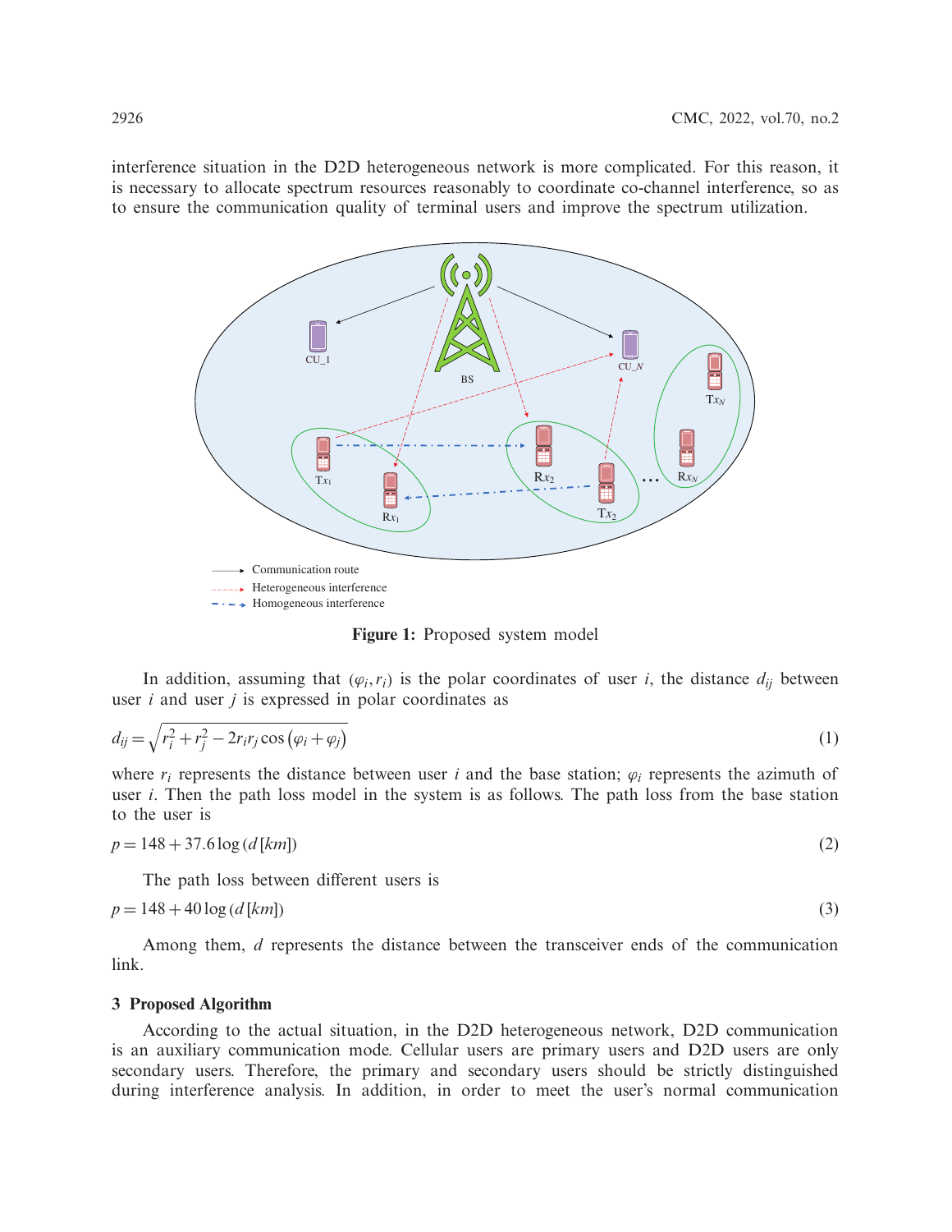interference situation in the D2D heterogeneous network is more complicated. For this reason, it is necessary to allocate spectrum resources reasonably to coordinate co-channel interference, so as to ensure the communication quality of terminal users and improve the spectrum utilization.

**Figure 1:** Proposed system model

In addition, assuming that $(\varphi_i, r_i)$ is the polar coordinates of user $i$, the distance $d_{ij}$ between user $i$ and user $j$ is expressed in polar coordinates as

$$d_{ij} = \sqrt{r_i^2 + r_j^2 - 2r_i r_j \cos\left(\varphi_i + \varphi_j\right)} \tag{1}$$

where $r_i$ represents the distance between user $i$ and the base station; $\varphi_i$ represents the azimuth of user $i$. Then the path loss model in the system is as follows. The path loss from the base station to the user is

$$p = 148 + 37.6 \log\left(d\,[km]\right) \tag{2}$$

The path loss between different users is

$$p = 148 + 40 \log\left(d\,[km]\right) \tag{3}$$

Among them, $d$ represents the distance between the transceiver ends of the communication link.

## 3 Proposed Algorithm

According to the actual situation, in the D2D heterogeneous network, D2D communication is an auxiliary communication mode. Cellular users are primary users and D2D users are only secondary users. Therefore, the primary and secondary users should be strictly distinguished during interference analysis. In addition, in order to meet the user's normal communication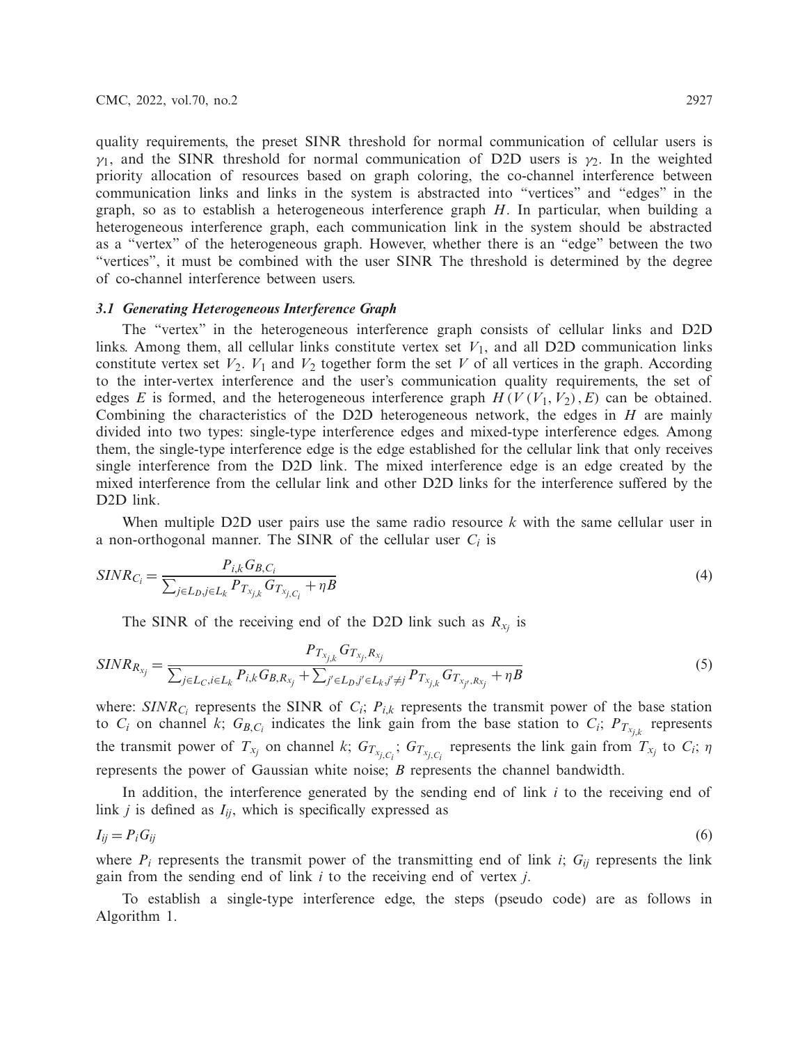quality requirements, the preset SINR threshold for normal communication of cellular users is $\gamma_1$, and the SINR threshold for normal communication of D2D users is $\gamma_2$. In the weighted priority allocation of resources based on graph coloring, the co-channel interference between communication links and links in the system is abstracted into "vertices" and "edges" in the graph, so as to establish a heterogeneous interference graph $H$. In particular, when building a heterogeneous interference graph, each communication link in the system should be abstracted as a "vertex" of the heterogeneous graph. However, whether there is an "edge" between the two "vertices", it must be combined with the user SINR The threshold is determined by the degree of co-channel interference between users.

### *3.1 Generating Heterogeneous Interference Graph*

The "vertex" in the heterogeneous interference graph consists of cellular links and D2D links. Among them, all cellular links constitute vertex set $V_1$, and all D2D communication links constitute vertex set $V_2$. $V_1$ and $V_2$ together form the set $V$ of all vertices in the graph. According to the inter-vertex interference and the user's communication quality requirements, the set of edges $E$ is formed, and the heterogeneous interference graph $H(V(V_1, V_2), E)$ can be obtained. Combining the characteristics of the D2D heterogeneous network, the edges in $H$ are mainly divided into two types: single-type interference edges and mixed-type interference edges. Among them, the single-type interference edge is the edge established for the cellular link that only receives single interference from the D2D link. The mixed interference edge is an edge created by the mixed interference from the cellular link and other D2D links for the interference suffered by the D2D link.

When multiple D2D user pairs use the same radio resource $k$ with the same cellular user in a non-orthogonal manner. The SINR of the cellular user $C_i$ is

$$SINR_{C_i} = \frac{P_{i,k} G_{B,C_i}}{\sum_{j \in L_D, j \in L_k} P_{T_{x_{j,k}}} G_{T_{x_{j,C_i}}} + \eta B} \tag{4}$$

The SINR of the receiving end of the D2D link such as $R_{x_j}$ is

$$SINR_{R_{x_j}} = \frac{P_{T_{x_{j,k}}} G_{T_{x_j}, R_{x_j}}}{\sum_{j \in L_C, i \in L_k} P_{i,k} G_{B, R_{x_j}} + \sum_{j' \in L_D, j' \in L_k, j' \neq j} P_{T_{x_{j,k}}} G_{T_{x_{j'}}, R_{x_j}} + \eta B} \tag{5}$$

where: $SINR_{C_i}$ represents the SINR of $C_i$; $P_{i,k}$ represents the transmit power of the base station to $C_i$ on channel $k$; $G_{B,C_i}$ indicates the link gain from the base station to $C_i$; $P_{T_{x_{j,k}}}$ represents the transmit power of $T_{x_j}$ on channel $k$; $G_{T_{x_{j,C_i}}}$; $G_{T_{x_{j,C_i}}}$ represents the link gain from $T_{x_j}$ to $C_i$; $\eta$ represents the power of Gaussian white noise; $B$ represents the channel bandwidth.

In addition, the interference generated by the sending end of link $i$ to the receiving end of link $j$ is defined as $I_{ij}$, which is specifically expressed as

$$I_{ij} = P_i G_{ij} \tag{6}$$

where $P_i$ represents the transmit power of the transmitting end of link $i$; $G_{ij}$ represents the link gain from the sending end of link $i$ to the receiving end of vertex $j$.

To establish a single-type interference edge, the steps (pseudo code) are as follows in Algorithm 1.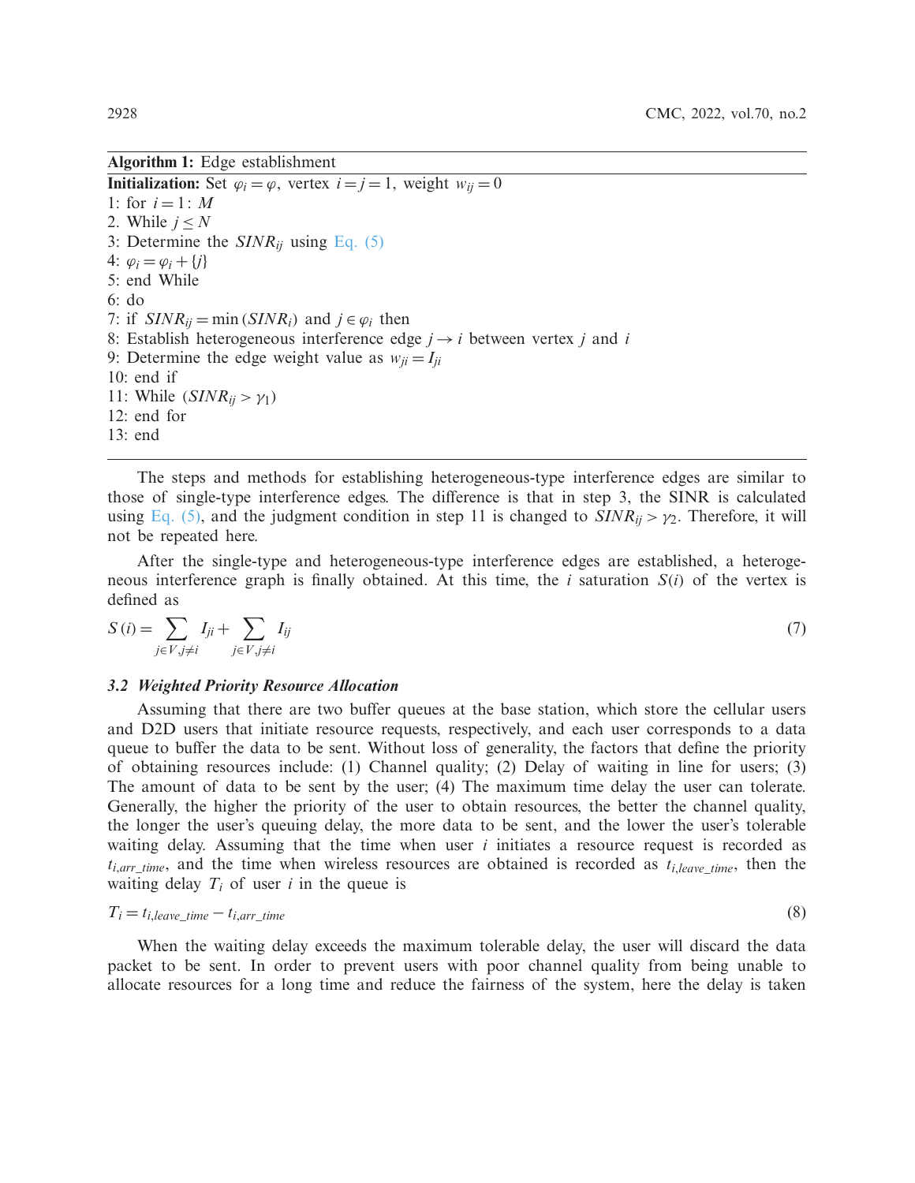**Algorithm 1:** Edge establishment

**Initialization:** Set $\varphi_i = \varphi$, vertex $i = j = 1$, weight $w_{ij} = 0$

1: for $i = 1$: $M$
2. While $j \le N$
3: Determine the $SINR_{ij}$ using Eq. (5)
4: $\varphi_i = \varphi_i + \{j\}$
5: end While
6: do
7: if $SINR_{ij} = \min(SINR_i)$ and $j \in \varphi_i$ then
8: Establish heterogeneous interference edge $j \to i$ between vertex $j$ and $i$
9: Determine the edge weight value as $w_{ji} = I_{ji}$
10: end if
11: While $(SINR_{ij} > \gamma_1)$
12: end for
13: end

The steps and methods for establishing heterogeneous-type interference edges are similar to those of single-type interference edges. The difference is that in step 3, the SINR is calculated using Eq. (5), and the judgment condition in step 11 is changed to $SINR_{ij} > \gamma_2$. Therefore, it will not be repeated here.

After the single-type and heterogeneous-type interference edges are established, a heterogeneous interference graph is finally obtained. At this time, the $i$ saturation $S(i)$ of the vertex is defined as

$$S(i) = \sum_{j \in V, j \neq i} I_{ji} + \sum_{j \in V, j \neq i} I_{ij} \tag{7}$$

### 3.2 Weighted Priority Resource Allocation

Assuming that there are two buffer queues at the base station, which store the cellular users and D2D users that initiate resource requests, respectively, and each user corresponds to a data queue to buffer the data to be sent. Without loss of generality, the factors that define the priority of obtaining resources include: (1) Channel quality; (2) Delay of waiting in line for users; (3) The amount of data to be sent by the user; (4) The maximum time delay the user can tolerate. Generally, the higher the priority of the user to obtain resources, the better the channel quality, the longer the user's queuing delay, the more data to be sent, and the lower the user's tolerable waiting delay. Assuming that the time when user $i$ initiates a resource request is recorded as $t_{i,arr\_time}$, and the time when wireless resources are obtained is recorded as $t_{i,leave\_time}$, then the waiting delay $T_i$ of user $i$ in the queue is

$$T_i = t_{i,leave\_time} - t_{i,arr\_time} \tag{8}$$

When the waiting delay exceeds the maximum tolerable delay, the user will discard the data packet to be sent. In order to prevent users with poor channel quality from being unable to allocate resources for a long time and reduce the fairness of the system, here the delay is taken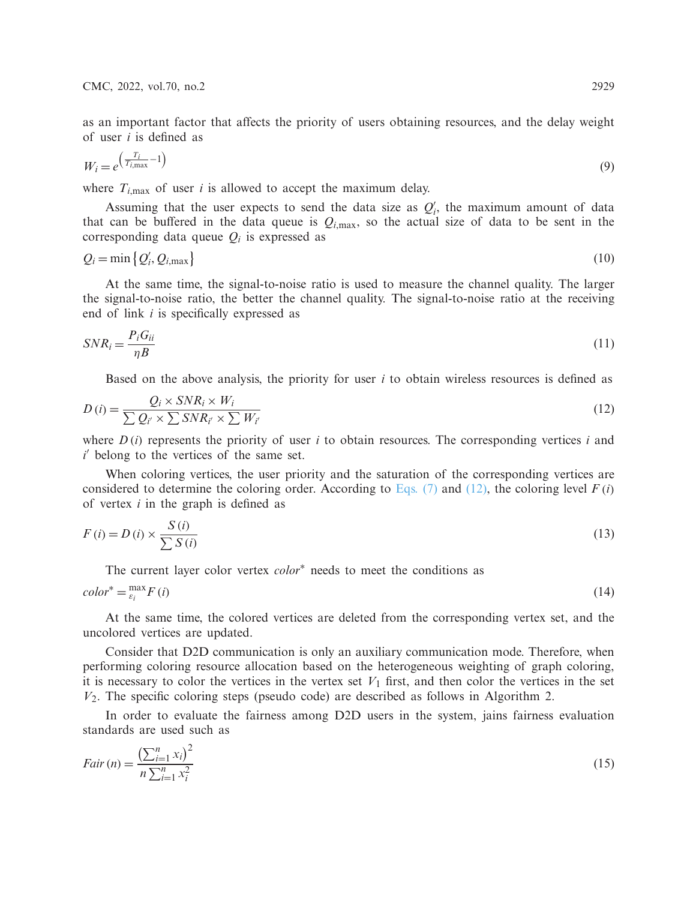as an important factor that affects the priority of users obtaining resources, and the delay weight of user $i$ is defined as

$$W_i = e^{\left(\frac{T_i}{T_{i,\max}} - 1\right)} \tag{9}$$

where $T_{i,\max}$ of user $i$ is allowed to accept the maximum delay.

Assuming that the user expects to send the data size as $Q_i'$, the maximum amount of data that can be buffered in the data queue is $Q_{i,\max}$, so the actual size of data to be sent in the corresponding data queue $Q_i$ is expressed as

$$Q_i = \min\left\{Q_i', Q_{i,\max}\right\} \tag{10}$$

At the same time, the signal-to-noise ratio is used to measure the channel quality. The larger the signal-to-noise ratio, the better the channel quality. The signal-to-noise ratio at the receiving end of link $i$ is specifically expressed as

$$SNR_i = \frac{P_i G_{ii}}{\eta B} \tag{11}$$

Based on the above analysis, the priority for user $i$ to obtain wireless resources is defined as

$$D(i) = \frac{Q_i \times SNR_i \times W_i}{\sum Q_{i'} \times \sum SNR_{i'} \times \sum W_{i'}} \tag{12}$$

where $D(i)$ represents the priority of user $i$ to obtain resources. The corresponding vertices $i$ and $i'$ belong to the vertices of the same set.

When coloring vertices, the user priority and the saturation of the corresponding vertices are considered to determine the coloring order. According to Eqs. (7) and (12), the coloring level $F(i)$ of vertex $i$ in the graph is defined as

$$F(i) = D(i) \times \frac{S(i)}{\sum S(i)} \tag{13}$$

The current layer color vertex $color^*$ needs to meet the conditions as

$$color^* = {}_{\varepsilon_i}^{\max} F(i) \tag{14}$$

At the same time, the colored vertices are deleted from the corresponding vertex set, and the uncolored vertices are updated.

Consider that D2D communication is only an auxiliary communication mode. Therefore, when performing coloring resource allocation based on the heterogeneous weighting of graph coloring, it is necessary to color the vertices in the vertex set $V_1$ first, and then color the vertices in the set $V_2$. The specific coloring steps (pseudo code) are described as follows in Algorithm 2.

In order to evaluate the fairness among D2D users in the system, jains fairness evaluation standards are used such as

$$Fair(n) = \frac{\left(\sum_{i=1}^{n} x_i\right)^2}{n \sum_{i=1}^{n} x_i^2} \tag{15}$$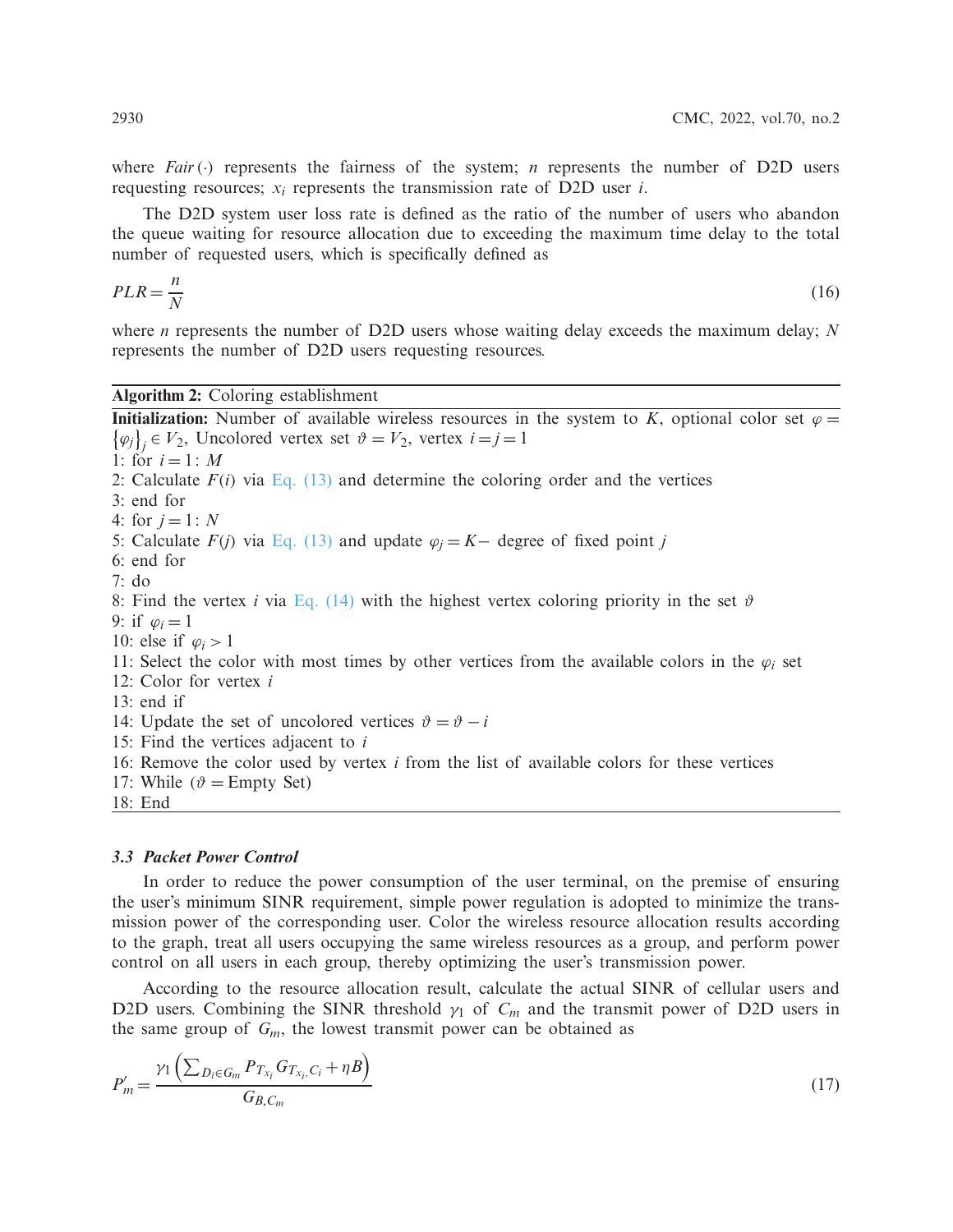where $Fair(\cdot)$ represents the fairness of the system; $n$ represents the number of D2D users requesting resources; $x_i$ represents the transmission rate of D2D user $i$.

The D2D system user loss rate is defined as the ratio of the number of users who abandon the queue waiting for resource allocation due to exceeding the maximum time delay to the total number of requested users, which is specifically defined as

$$PLR = \frac{n}{N} \tag{16}$$

where $n$ represents the number of D2D users whose waiting delay exceeds the maximum delay; $N$ represents the number of D2D users requesting resources.

---

**Algorithm 2:** Coloring establishment

---

**Initialization:** Number of available wireless resources in the system to $K$, optional color set $\varphi = \{\varphi_j\}_j \in V_2$, Uncolored vertex set $\vartheta = V_2$, vertex $i = j = 1$

1: for $i = 1$: $M$
2: Calculate $F(i)$ via Eq. (13) and determine the coloring order and the vertices
3: end for
4: for $j = 1$: $N$
5: Calculate $F(j)$ via Eq. (13) and update $\varphi_j = K-$ degree of fixed point $j$
6: end for
7: do
8: Find the vertex $i$ via Eq. (14) with the highest vertex coloring priority in the set $\vartheta$
9: if $\varphi_i = 1$
10: else if $\varphi_i > 1$
11: Select the color with most times by other vertices from the available colors in the $\varphi_i$ set
12: Color for vertex $i$
13: end if
14: Update the set of uncolored vertices $\vartheta = \vartheta - i$
15: Find the vertices adjacent to $i$
16: Remove the color used by vertex $i$ from the list of available colors for these vertices
17: While ($\vartheta =$ Empty Set)
18: End

---

### *3.3 Packet Power Control*

In order to reduce the power consumption of the user terminal, on the premise of ensuring the user's minimum SINR requirement, simple power regulation is adopted to minimize the transmission power of the corresponding user. Color the wireless resource allocation results according to the graph, treat all users occupying the same wireless resources as a group, and perform power control on all users in each group, thereby optimizing the user's transmission power.

According to the resource allocation result, calculate the actual SINR of cellular users and D2D users. Combining the SINR threshold $\gamma_1$ of $C_m$ and the transmit power of D2D users in the same group of $G_m$, the lowest transmit power can be obtained as

$$P'_m = \frac{\gamma_1 \left( \sum_{D_i \in G_m} P_{T_{x_i}} G_{T_{x_i}, C_i} + \eta B \right)}{G_{B, C_m}} \tag{17}$$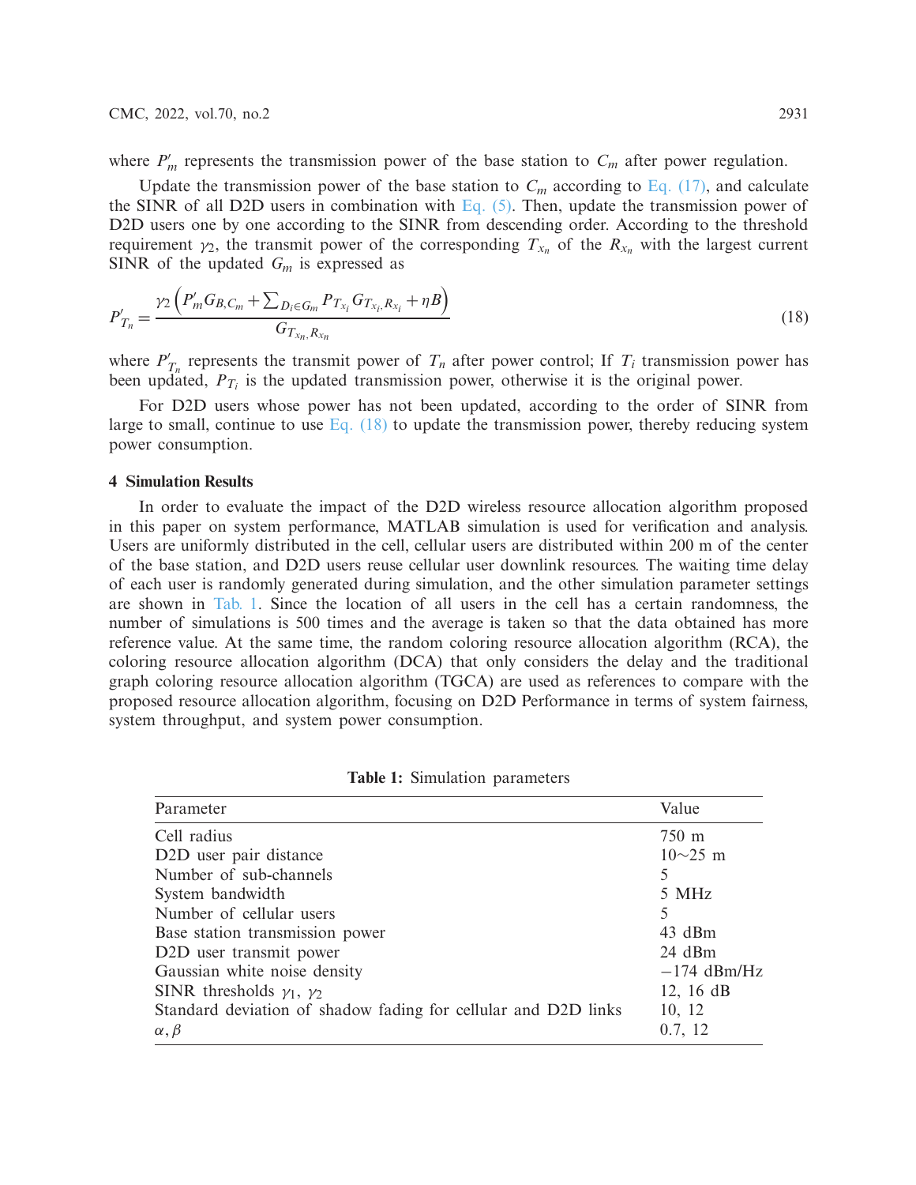where $P'_m$ represents the transmission power of the base station to $C_m$ after power regulation.

Update the transmission power of the base station to $C_m$ according to Eq. (17), and calculate the SINR of all D2D users in combination with Eq. (5). Then, update the transmission power of D2D users one by one according to the SINR from descending order. According to the threshold requirement $\gamma_2$, the transmit power of the corresponding $T_{x_n}$ of the $R_{x_n}$ with the largest current SINR of the updated $G_m$ is expressed as

$$P'_{T_n} = \frac{\gamma_2 \left( P'_m G_{B,C_m} + \sum_{D_i \in G_m} P_{T_{x_i}} G_{T_{x_i},R_{x_i}} + \eta B \right)}{G_{T_{x_n},R_{x_n}}} \tag{18}$$

where $P'_{T_n}$ represents the transmit power of $T_n$ after power control; If $T_i$ transmission power has been updated, $P_{T_i}$ is the updated transmission power, otherwise it is the original power.

For D2D users whose power has not been updated, according to the order of SINR from large to small, continue to use Eq. (18) to update the transmission power, thereby reducing system power consumption.

## 4 Simulation Results

In order to evaluate the impact of the D2D wireless resource allocation algorithm proposed in this paper on system performance, MATLAB simulation is used for verification and analysis. Users are uniformly distributed in the cell, cellular users are distributed within 200 m of the center of the base station, and D2D users reuse cellular user downlink resources. The waiting time delay of each user is randomly generated during simulation, and the other simulation parameter settings are shown in Tab. 1. Since the location of all users in the cell has a certain randomness, the number of simulations is 500 times and the average is taken so that the data obtained has more reference value. At the same time, the random coloring resource allocation algorithm (RCA), the coloring resource allocation algorithm (DCA) that only considers the delay and the traditional graph coloring resource allocation algorithm (TGCA) are used as references to compare with the proposed resource allocation algorithm, focusing on D2D Performance in terms of system fairness, system throughput, and system power consumption.

**Table 1:** Simulation parameters

| Parameter | Value |
|---|---|
| Cell radius | 750 m |
| D2D user pair distance | 10∼25 m |
| Number of sub-channels | 5 |
| System bandwidth | 5 MHz |
| Number of cellular users | 5 |
| Base station transmission power | 43 dBm |
| D2D user transmit power | 24 dBm |
| Gaussian white noise density | −174 dBm/Hz |
| SINR thresholds $\gamma_1$, $\gamma_2$ | 12, 16 dB |
| Standard deviation of shadow fading for cellular and D2D links | 10, 12 |
| $\alpha, \beta$ | 0.7, 12 |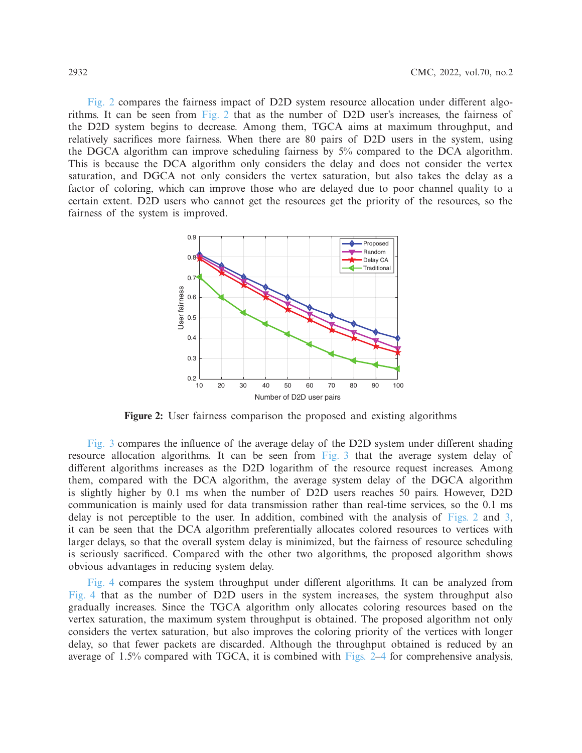Fig. 2 compares the fairness impact of D2D system resource allocation under different algorithms. It can be seen from Fig. 2 that as the number of D2D user's increases, the fairness of the D2D system begins to decrease. Among them, TGCA aims at maximum throughput, and relatively sacrifices more fairness. When there are 80 pairs of D2D users in the system, using the DGCA algorithm can improve scheduling fairness by 5% compared to the DCA algorithm. This is because the DCA algorithm only considers the delay and does not consider the vertex saturation, and DGCA not only considers the vertex saturation, but also takes the delay as a factor of coloring, which can improve those who are delayed due to poor channel quality to a certain extent. D2D users who cannot get the resources get the priority of the resources, so the fairness of the system is improved.

**Figure 2:** User fairness comparison the proposed and existing algorithms

Fig. 3 compares the influence of the average delay of the D2D system under different shading resource allocation algorithms. It can be seen from Fig. 3 that the average system delay of different algorithms increases as the D2D logarithm of the resource request increases. Among them, compared with the DCA algorithm, the average system delay of the DGCA algorithm is slightly higher by 0.1 ms when the number of D2D users reaches 50 pairs. However, D2D communication is mainly used for data transmission rather than real-time services, so the 0.1 ms delay is not perceptible to the user. In addition, combined with the analysis of Figs. 2 and 3, it can be seen that the DCA algorithm preferentially allocates colored resources to vertices with larger delays, so that the overall system delay is minimized, but the fairness of resource scheduling is seriously sacrificed. Compared with the other two algorithms, the proposed algorithm shows obvious advantages in reducing system delay.

Fig. 4 compares the system throughput under different algorithms. It can be analyzed from Fig. 4 that as the number of D2D users in the system increases, the system throughput also gradually increases. Since the TGCA algorithm only allocates coloring resources based on the vertex saturation, the maximum system throughput is obtained. The proposed algorithm not only considers the vertex saturation, but also improves the coloring priority of the vertices with longer delay, so that fewer packets are discarded. Although the throughput obtained is reduced by an average of 1.5% compared with TGCA, it is combined with Figs. 2–4 for comprehensive analysis,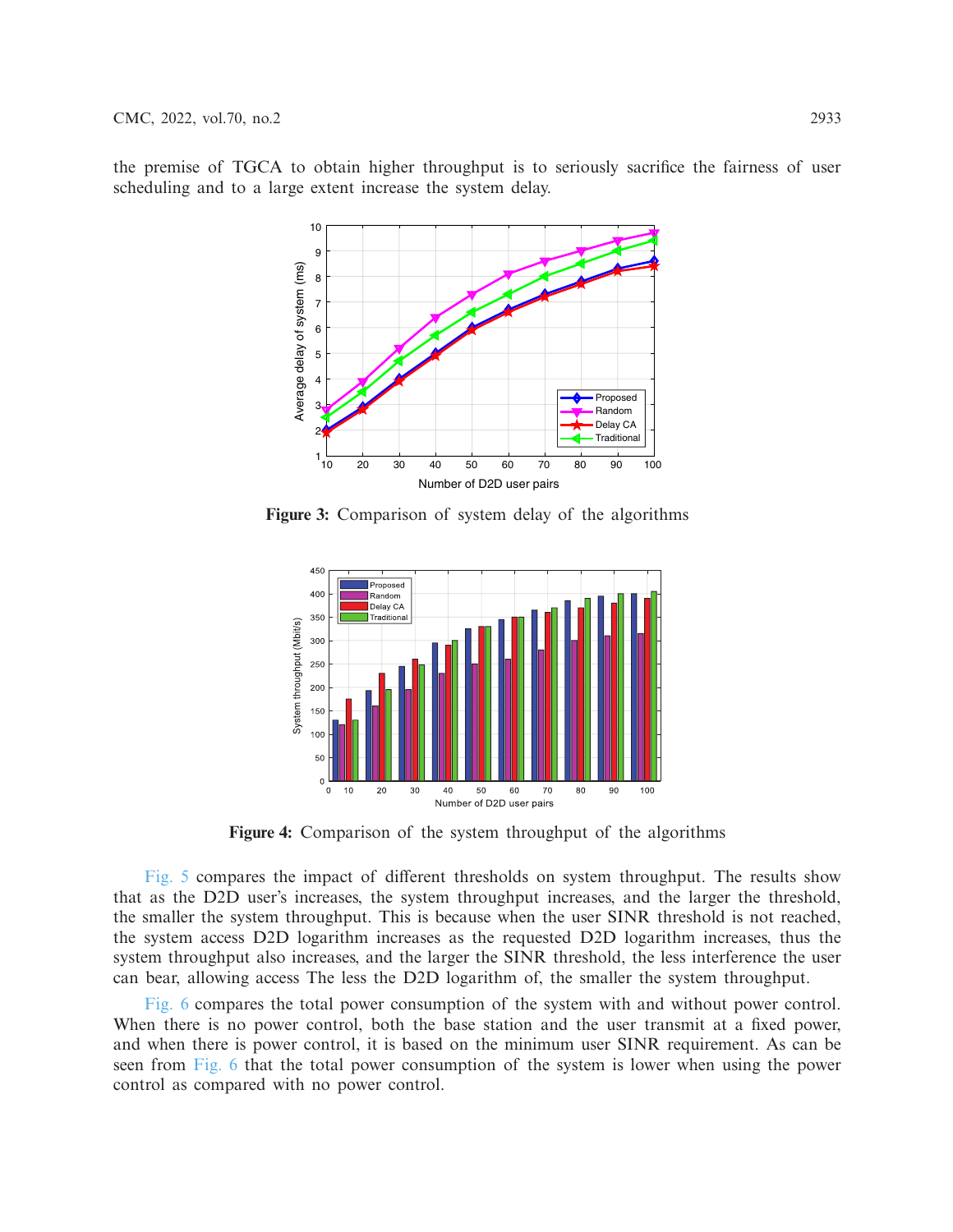the premise of TGCA to obtain higher throughput is to seriously sacrifice the fairness of user scheduling and to a large extent increase the system delay.

**Figure 3:** Comparison of system delay of the algorithms

**Figure 4:** Comparison of the system throughput of the algorithms

Fig. 5 compares the impact of different thresholds on system throughput. The results show that as the D2D user's increases, the system throughput increases, and the larger the threshold, the smaller the system throughput. This is because when the user SINR threshold is not reached, the system access D2D logarithm increases as the requested D2D logarithm increases, thus the system throughput also increases, and the larger the SINR threshold, the less interference the user can bear, allowing access The less the D2D logarithm of, the smaller the system throughput.

Fig. 6 compares the total power consumption of the system with and without power control. When there is no power control, both the base station and the user transmit at a fixed power, and when there is power control, it is based on the minimum user SINR requirement. As can be seen from Fig. 6 that the total power consumption of the system is lower when using the power control as compared with no power control.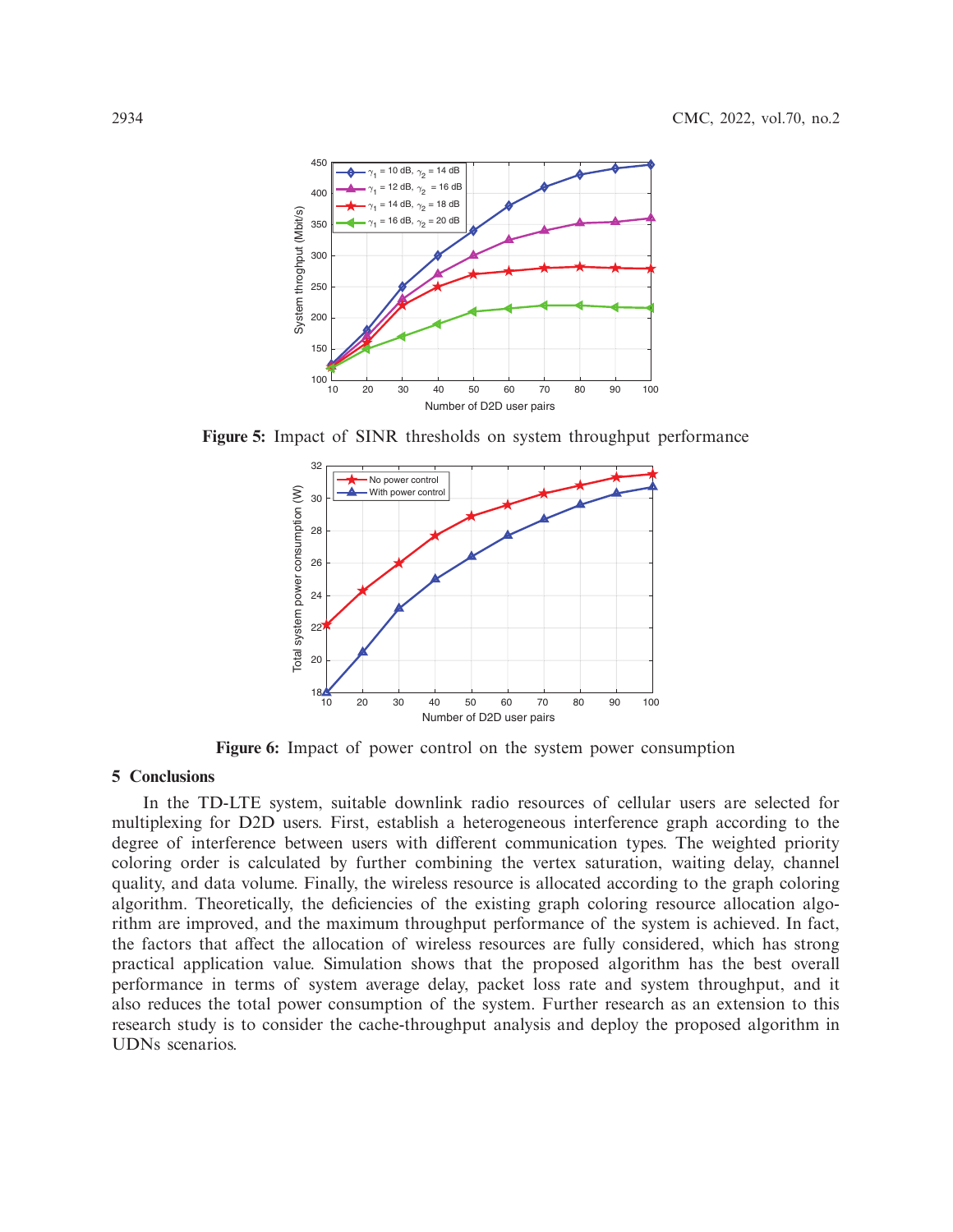Figure 5: Impact of SINR thresholds on system throughput performance

Figure 6: Impact of power control on the system power consumption

## 5 Conclusions

In the TD-LTE system, suitable downlink radio resources of cellular users are selected for multiplexing for D2D users. First, establish a heterogeneous interference graph according to the degree of interference between users with different communication types. The weighted priority coloring order is calculated by further combining the vertex saturation, waiting delay, channel quality, and data volume. Finally, the wireless resource is allocated according to the graph coloring algorithm. Theoretically, the deficiencies of the existing graph coloring resource allocation algorithm are improved, and the maximum throughput performance of the system is achieved. In fact, the factors that affect the allocation of wireless resources are fully considered, which has strong practical application value. Simulation shows that the proposed algorithm has the best overall performance in terms of system average delay, packet loss rate and system throughput, and it also reduces the total power consumption of the system. Further research as an extension to this research study is to consider the cache-throughput analysis and deploy the proposed algorithm in UDNs scenarios.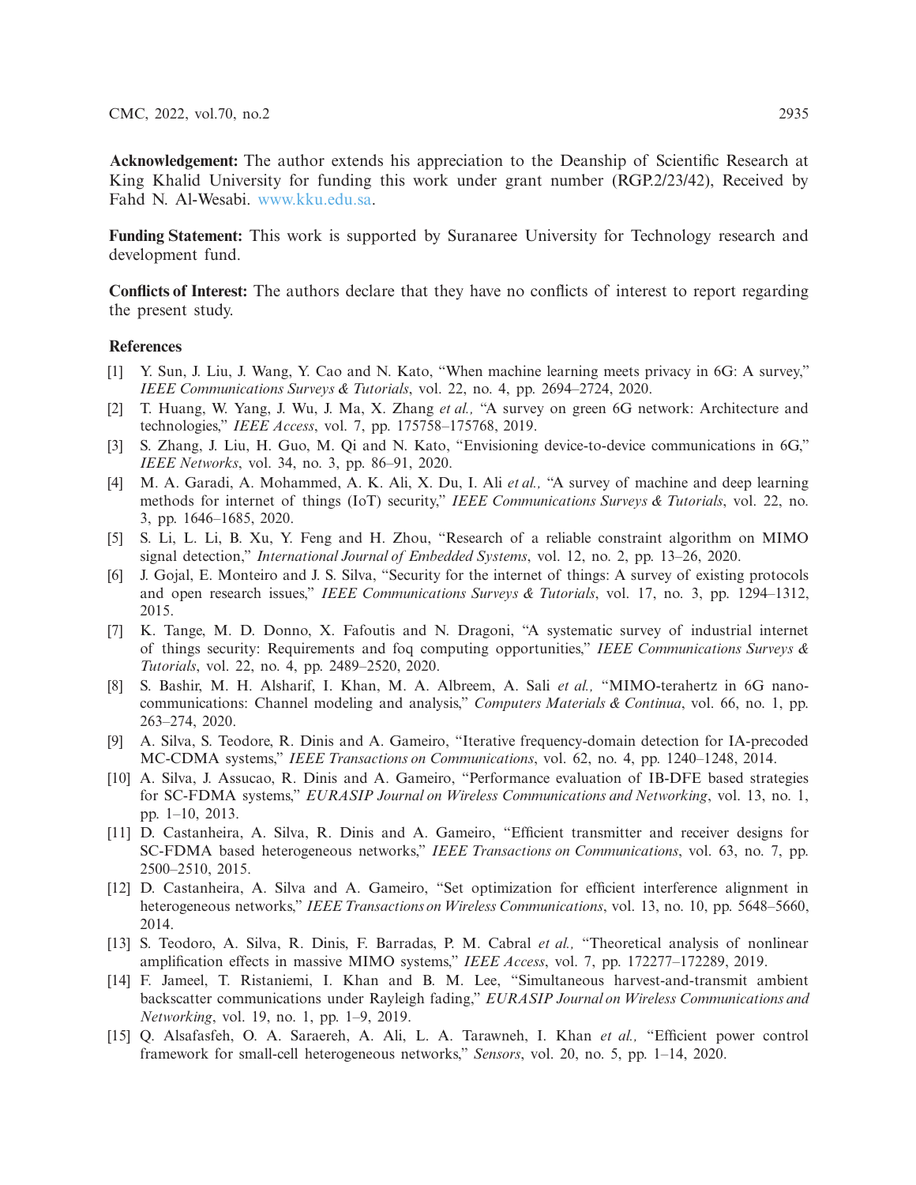**Acknowledgement:** The author extends his appreciation to the Deanship of Scientific Research at King Khalid University for funding this work under grant number (RGP.2/23/42), Received by Fahd N. Al-Wesabi. www.kku.edu.sa.

**Funding Statement:** This work is supported by Suranaree University for Technology research and development fund.

**Conflicts of Interest:** The authors declare that they have no conflicts of interest to report regarding the present study.

## References

[1] Y. Sun, J. Liu, J. Wang, Y. Cao and N. Kato, "When machine learning meets privacy in 6G: A survey," *IEEE Communications Surveys & Tutorials*, vol. 22, no. 4, pp. 2694–2724, 2020.

[2] T. Huang, W. Yang, J. Wu, J. Ma, X. Zhang *et al.,* "A survey on green 6G network: Architecture and technologies," *IEEE Access*, vol. 7, pp. 175758–175768, 2019.

[3] S. Zhang, J. Liu, H. Guo, M. Qi and N. Kato, "Envisioning device-to-device communications in 6G," *IEEE Networks*, vol. 34, no. 3, pp. 86–91, 2020.

[4] M. A. Garadi, A. Mohammed, A. K. Ali, X. Du, I. Ali *et al.,* "A survey of machine and deep learning methods for internet of things (IoT) security," *IEEE Communications Surveys & Tutorials*, vol. 22, no. 3, pp. 1646–1685, 2020.

[5] S. Li, L. Li, B. Xu, Y. Feng and H. Zhou, "Research of a reliable constraint algorithm on MIMO signal detection," *International Journal of Embedded Systems*, vol. 12, no. 2, pp. 13–26, 2020.

[6] J. Gojal, E. Monteiro and J. S. Silva, "Security for the internet of things: A survey of existing protocols and open research issues," *IEEE Communications Surveys & Tutorials*, vol. 17, no. 3, pp. 1294–1312, 2015.

[7] K. Tange, M. D. Donno, X. Fafoutis and N. Dragoni, "A systematic survey of industrial internet of things security: Requirements and foq computing opportunities," *IEEE Communications Surveys & Tutorials*, vol. 22, no. 4, pp. 2489–2520, 2020.

[8] S. Bashir, M. H. Alsharif, I. Khan, M. A. Albreem, A. Sali *et al.,* "MIMO-terahertz in 6G nano-communications: Channel modeling and analysis," *Computers Materials & Continua*, vol. 66, no. 1, pp. 263–274, 2020.

[9] A. Silva, S. Teodore, R. Dinis and A. Gameiro, "Iterative frequency-domain detection for IA-precoded MC-CDMA systems," *IEEE Transactions on Communications*, vol. 62, no. 4, pp. 1240–1248, 2014.

[10] A. Silva, J. Assucao, R. Dinis and A. Gameiro, "Performance evaluation of IB-DFE based strategies for SC-FDMA systems," *EURASIP Journal on Wireless Communications and Networking*, vol. 13, no. 1, pp. 1–10, 2013.

[11] D. Castanheira, A. Silva, R. Dinis and A. Gameiro, "Efficient transmitter and receiver designs for SC-FDMA based heterogeneous networks," *IEEE Transactions on Communications*, vol. 63, no. 7, pp. 2500–2510, 2015.

[12] D. Castanheira, A. Silva and A. Gameiro, "Set optimization for efficient interference alignment in heterogeneous networks," *IEEE Transactions on Wireless Communications*, vol. 13, no. 10, pp. 5648–5660, 2014.

[13] S. Teodoro, A. Silva, R. Dinis, F. Barradas, P. M. Cabral *et al.,* "Theoretical analysis of nonlinear amplification effects in massive MIMO systems," *IEEE Access*, vol. 7, pp. 172277–172289, 2019.

[14] F. Jameel, T. Ristaniemi, I. Khan and B. M. Lee, "Simultaneous harvest-and-transmit ambient backscatter communications under Rayleigh fading," *EURASIP Journal on Wireless Communications and Networking*, vol. 19, no. 1, pp. 1–9, 2019.

[15] Q. Alsafasfeh, O. A. Saraereh, A. Ali, L. A. Tarawneh, I. Khan *et al.,* "Efficient power control framework for small-cell heterogeneous networks," *Sensors*, vol. 20, no. 5, pp. 1–14, 2020.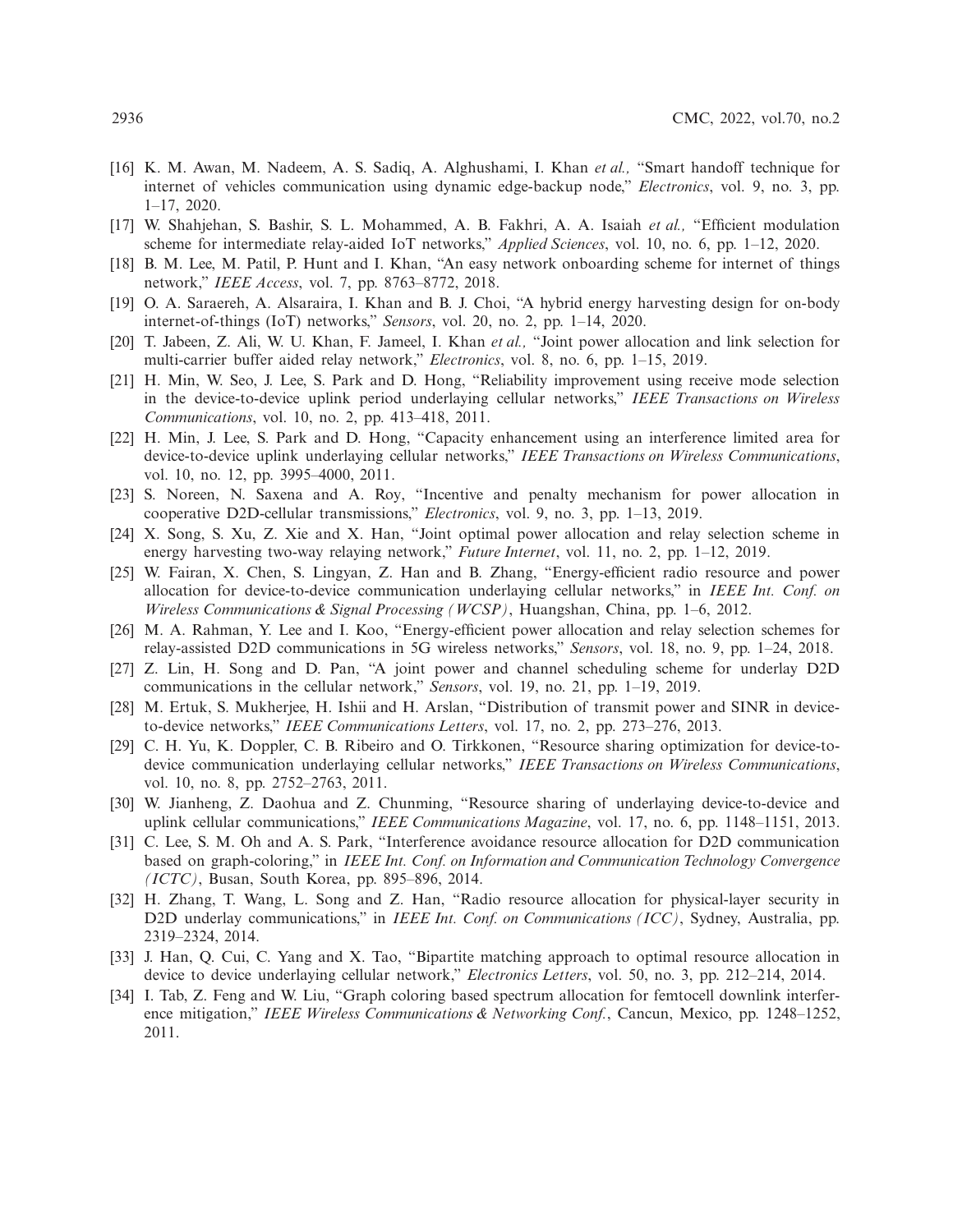[16] K. M. Awan, M. Nadeem, A. S. Sadiq, A. Alghushami, I. Khan *et al.,* "Smart handoff technique for internet of vehicles communication using dynamic edge-backup node," *Electronics*, vol. 9, no. 3, pp. 1–17, 2020.

[17] W. Shahjehan, S. Bashir, S. L. Mohammed, A. B. Fakhri, A. A. Isaiah *et al.,* "Efficient modulation scheme for intermediate relay-aided IoT networks," *Applied Sciences*, vol. 10, no. 6, pp. 1–12, 2020.

[18] B. M. Lee, M. Patil, P. Hunt and I. Khan, "An easy network onboarding scheme for internet of things network," *IEEE Access*, vol. 7, pp. 8763–8772, 2018.

[19] O. A. Saraereh, A. Alsaraira, I. Khan and B. J. Choi, "A hybrid energy harvesting design for on-body internet-of-things (IoT) networks," *Sensors*, vol. 20, no. 2, pp. 1–14, 2020.

[20] T. Jabeen, Z. Ali, W. U. Khan, F. Jameel, I. Khan *et al.,* "Joint power allocation and link selection for multi-carrier buffer aided relay network," *Electronics*, vol. 8, no. 6, pp. 1–15, 2019.

[21] H. Min, W. Seo, J. Lee, S. Park and D. Hong, "Reliability improvement using receive mode selection in the device-to-device uplink period underlaying cellular networks," *IEEE Transactions on Wireless Communications*, vol. 10, no. 2, pp. 413–418, 2011.

[22] H. Min, J. Lee, S. Park and D. Hong, "Capacity enhancement using an interference limited area for device-to-device uplink underlaying cellular networks," *IEEE Transactions on Wireless Communications*, vol. 10, no. 12, pp. 3995–4000, 2011.

[23] S. Noreen, N. Saxena and A. Roy, "Incentive and penalty mechanism for power allocation in cooperative D2D-cellular transmissions," *Electronics*, vol. 9, no. 3, pp. 1–13, 2019.

[24] X. Song, S. Xu, Z. Xie and X. Han, "Joint optimal power allocation and relay selection scheme in energy harvesting two-way relaying network," *Future Internet*, vol. 11, no. 2, pp. 1–12, 2019.

[25] W. Fairan, X. Chen, S. Lingyan, Z. Han and B. Zhang, "Energy-efficient radio resource and power allocation for device-to-device communication underlaying cellular networks," in *IEEE Int. Conf. on Wireless Communications & Signal Processing (WCSP)*, Huangshan, China, pp. 1–6, 2012.

[26] M. A. Rahman, Y. Lee and I. Koo, "Energy-efficient power allocation and relay selection schemes for relay-assisted D2D communications in 5G wireless networks," *Sensors*, vol. 18, no. 9, pp. 1–24, 2018.

[27] Z. Lin, H. Song and D. Pan, "A joint power and channel scheduling scheme for underlay D2D communications in the cellular network," *Sensors*, vol. 19, no. 21, pp. 1–19, 2019.

[28] M. Ertuk, S. Mukherjee, H. Ishii and H. Arslan, "Distribution of transmit power and SINR in device-to-device networks," *IEEE Communications Letters*, vol. 17, no. 2, pp. 273–276, 2013.

[29] C. H. Yu, K. Doppler, C. B. Ribeiro and O. Tirkkonen, "Resource sharing optimization for device-to-device communication underlaying cellular networks," *IEEE Transactions on Wireless Communications*, vol. 10, no. 8, pp. 2752–2763, 2011.

[30] W. Jianheng, Z. Daohua and Z. Chunming, "Resource sharing of underlaying device-to-device and uplink cellular communications," *IEEE Communications Magazine*, vol. 17, no. 6, pp. 1148–1151, 2013.

[31] C. Lee, S. M. Oh and A. S. Park, "Interference avoidance resource allocation for D2D communication based on graph-coloring," in *IEEE Int. Conf. on Information and Communication Technology Convergence (ICTC)*, Busan, South Korea, pp. 895–896, 2014.

[32] H. Zhang, T. Wang, L. Song and Z. Han, "Radio resource allocation for physical-layer security in D2D underlay communications," in *IEEE Int. Conf. on Communications (ICC)*, Sydney, Australia, pp. 2319–2324, 2014.

[33] J. Han, Q. Cui, C. Yang and X. Tao, "Bipartite matching approach to optimal resource allocation in device to device underlaying cellular network," *Electronics Letters*, vol. 50, no. 3, pp. 212–214, 2014.

[34] I. Tab, Z. Feng and W. Liu, "Graph coloring based spectrum allocation for femtocell downlink interference mitigation," *IEEE Wireless Communications & Networking Conf.*, Cancun, Mexico, pp. 1248–1252, 2011.